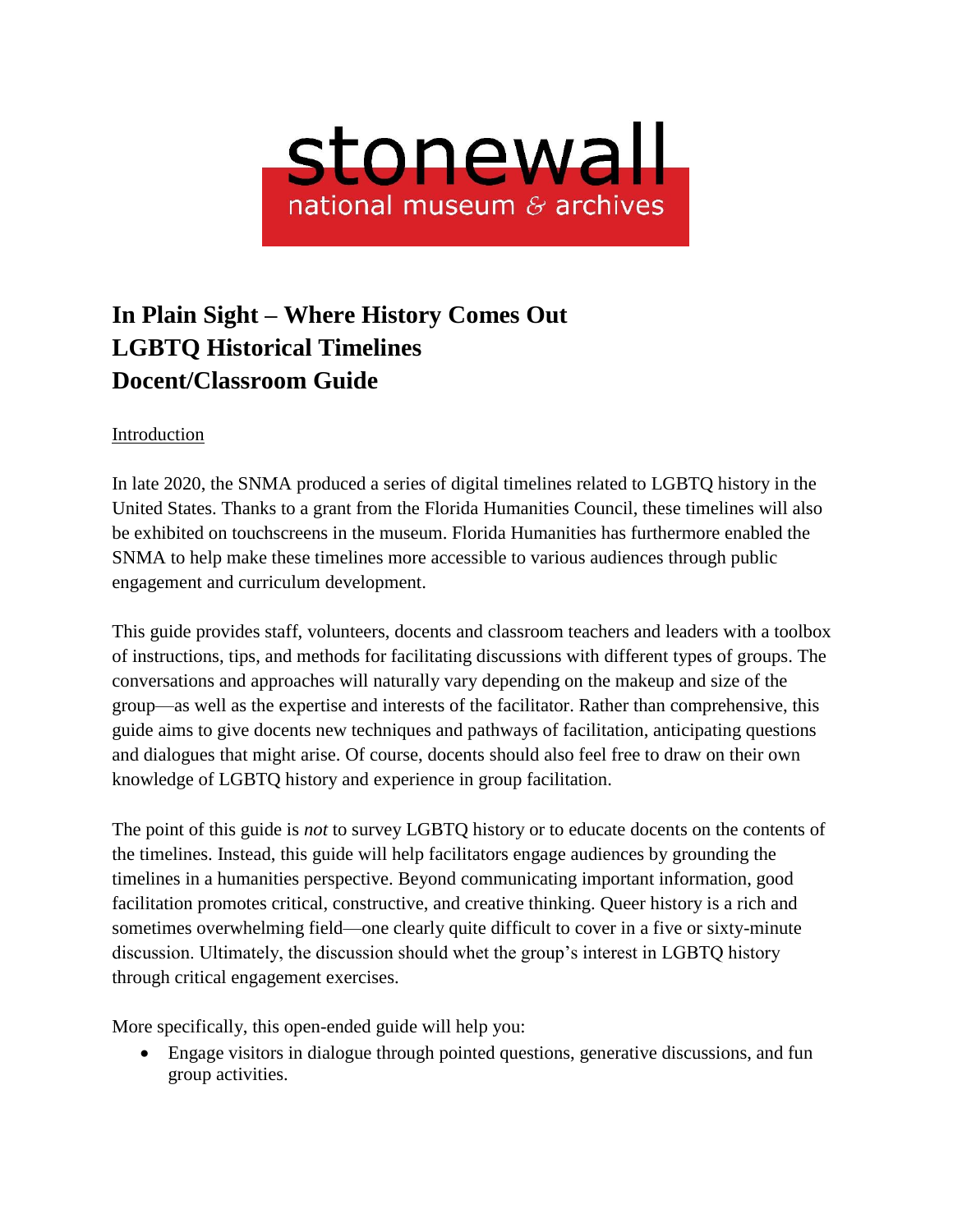stonewall

national museum & archives

# In Plain Sight – Where History Comes Out
# LGBTQ Historical Timelines
# Docent/Classroom Guide

Introduction

In late 2020, the SNMA produced a series of digital timelines related to LGBTQ history in the United States. Thanks to a grant from the Florida Humanities Council, these timelines will also be exhibited on touchscreens in the museum. Florida Humanities has furthermore enabled the SNMA to help make these timelines more accessible to various audiences through public engagement and curriculum development.

This guide provides staff, volunteers, docents and classroom teachers and leaders with a toolbox of instructions, tips, and methods for facilitating discussions with different types of groups. The conversations and approaches will naturally vary depending on the makeup and size of the group—as well as the expertise and interests of the facilitator. Rather than comprehensive, this guide aims to give docents new techniques and pathways of facilitation, anticipating questions and dialogues that might arise. Of course, docents should also feel free to draw on their own knowledge of LGBTQ history and experience in group facilitation.

The point of this guide is *not* to survey LGBTQ history or to educate docents on the contents of the timelines. Instead, this guide will help facilitators engage audiences by grounding the timelines in a humanities perspective. Beyond communicating important information, good facilitation promotes critical, constructive, and creative thinking. Queer history is a rich and sometimes overwhelming field—one clearly quite difficult to cover in a five or sixty-minute discussion. Ultimately, the discussion should whet the group's interest in LGBTQ history through critical engagement exercises.

More specifically, this open-ended guide will help you:

- Engage visitors in dialogue through pointed questions, generative discussions, and fun group activities.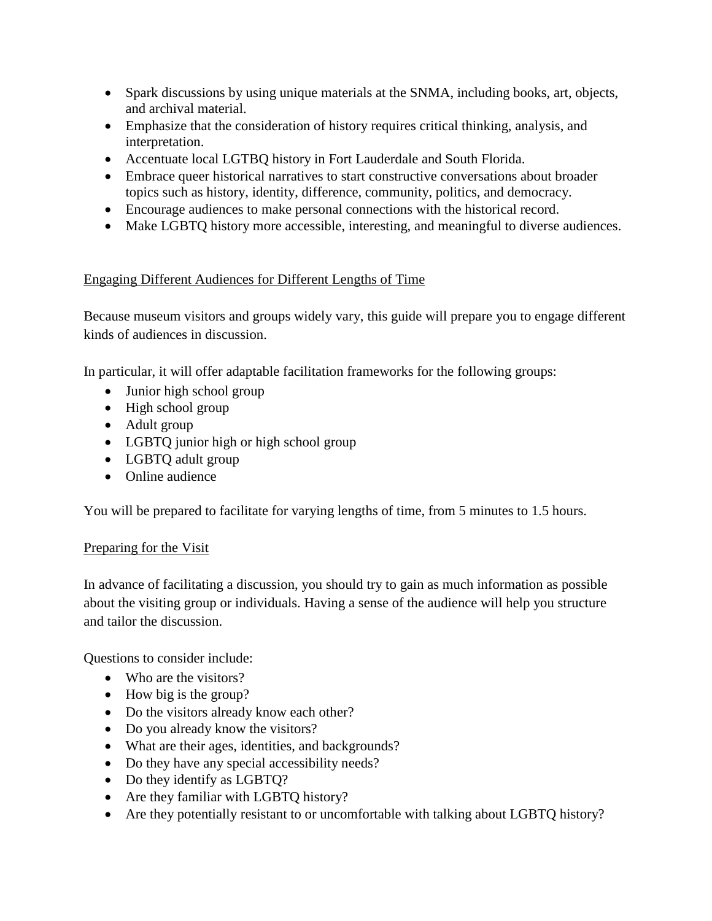- Spark discussions by using unique materials at the SNMA, including books, art, objects, and archival material.
- Emphasize that the consideration of history requires critical thinking, analysis, and interpretation.
- Accentuate local LGTBQ history in Fort Lauderdale and South Florida.
- Embrace queer historical narratives to start constructive conversations about broader topics such as history, identity, difference, community, politics, and democracy.
- Encourage audiences to make personal connections with the historical record.
- Make LGBTQ history more accessible, interesting, and meaningful to diverse audiences.

## Engaging Different Audiences for Different Lengths of Time

Because museum visitors and groups widely vary, this guide will prepare you to engage different kinds of audiences in discussion.

In particular, it will offer adaptable facilitation frameworks for the following groups:

- Junior high school group
- High school group
- Adult group
- LGBTQ junior high or high school group
- LGBTQ adult group
- Online audience

You will be prepared to facilitate for varying lengths of time, from 5 minutes to 1.5 hours.

## Preparing for the Visit

In advance of facilitating a discussion, you should try to gain as much information as possible about the visiting group or individuals. Having a sense of the audience will help you structure and tailor the discussion.

Questions to consider include:

- Who are the visitors?
- How big is the group?
- Do the visitors already know each other?
- Do you already know the visitors?
- What are their ages, identities, and backgrounds?
- Do they have any special accessibility needs?
- Do they identify as LGBTQ?
- Are they familiar with LGBTQ history?
- Are they potentially resistant to or uncomfortable with talking about LGBTQ history?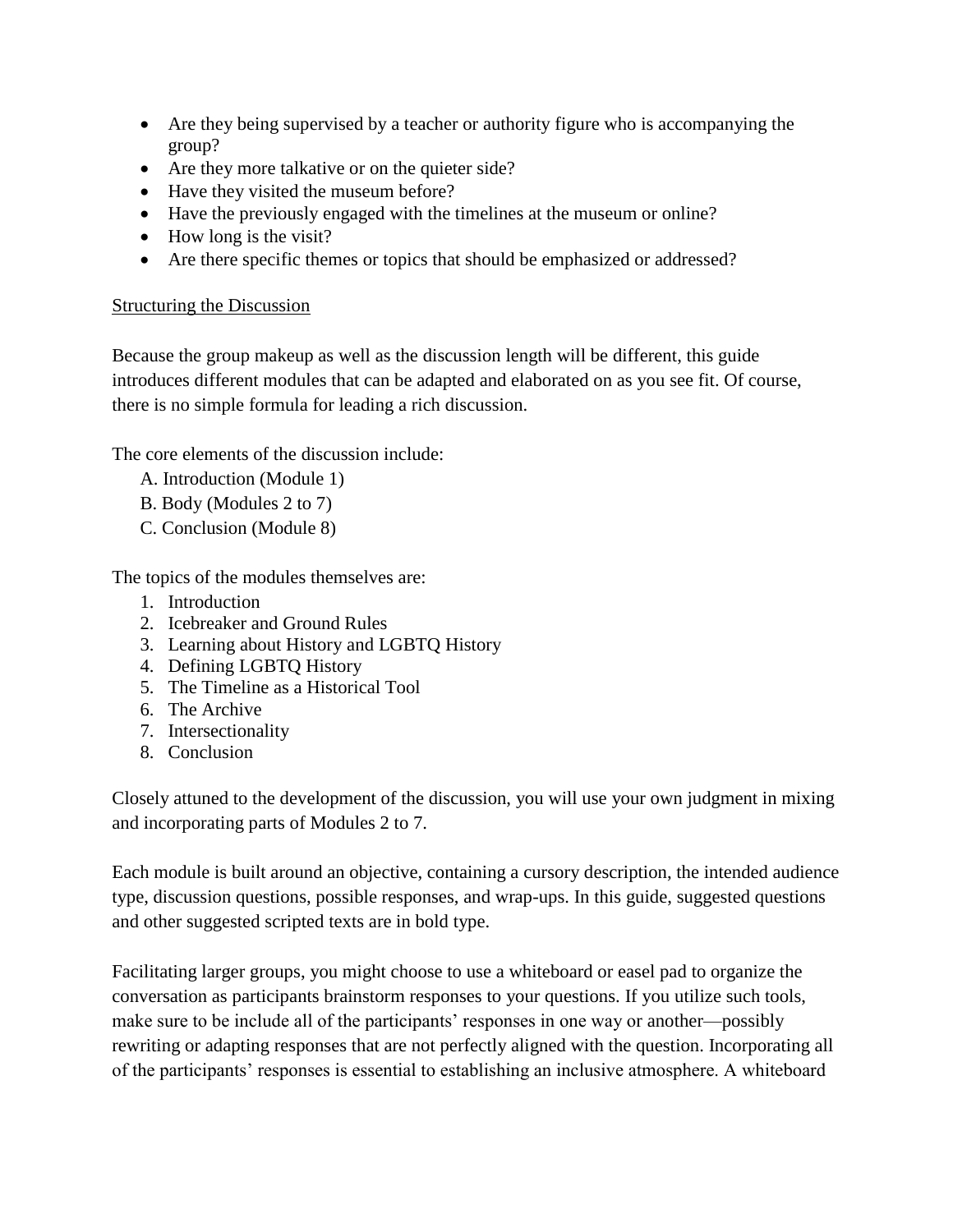- Are they being supervised by a teacher or authority figure who is accompanying the group?
- Are they more talkative or on the quieter side?
- Have they visited the museum before?
- Have the previously engaged with the timelines at the museum or online?
- How long is the visit?
- Are there specific themes or topics that should be emphasized or addressed?

<u>Structuring the Discussion</u>

Because the group makeup as well as the discussion length will be different, this guide introduces different modules that can be adapted and elaborated on as you see fit. Of course, there is no simple formula for leading a rich discussion.

The core elements of the discussion include:

A. Introduction (Module 1)
B. Body (Modules 2 to 7)
C. Conclusion (Module 8)

The topics of the modules themselves are:

1. Introduction
2. Icebreaker and Ground Rules
3. Learning about History and LGBTQ History
4. Defining LGBTQ History
5. The Timeline as a Historical Tool
6. The Archive
7. Intersectionality
8. Conclusion

Closely attuned to the development of the discussion, you will use your own judgment in mixing and incorporating parts of Modules 2 to 7.

Each module is built around an objective, containing a cursory description, the intended audience type, discussion questions, possible responses, and wrap-ups. In this guide, suggested questions and other suggested scripted texts are in bold type.

Facilitating larger groups, you might choose to use a whiteboard or easel pad to organize the conversation as participants brainstorm responses to your questions. If you utilize such tools, make sure to be include all of the participants' responses in one way or another—possibly rewriting or adapting responses that are not perfectly aligned with the question. Incorporating all of the participants' responses is essential to establishing an inclusive atmosphere. A whiteboard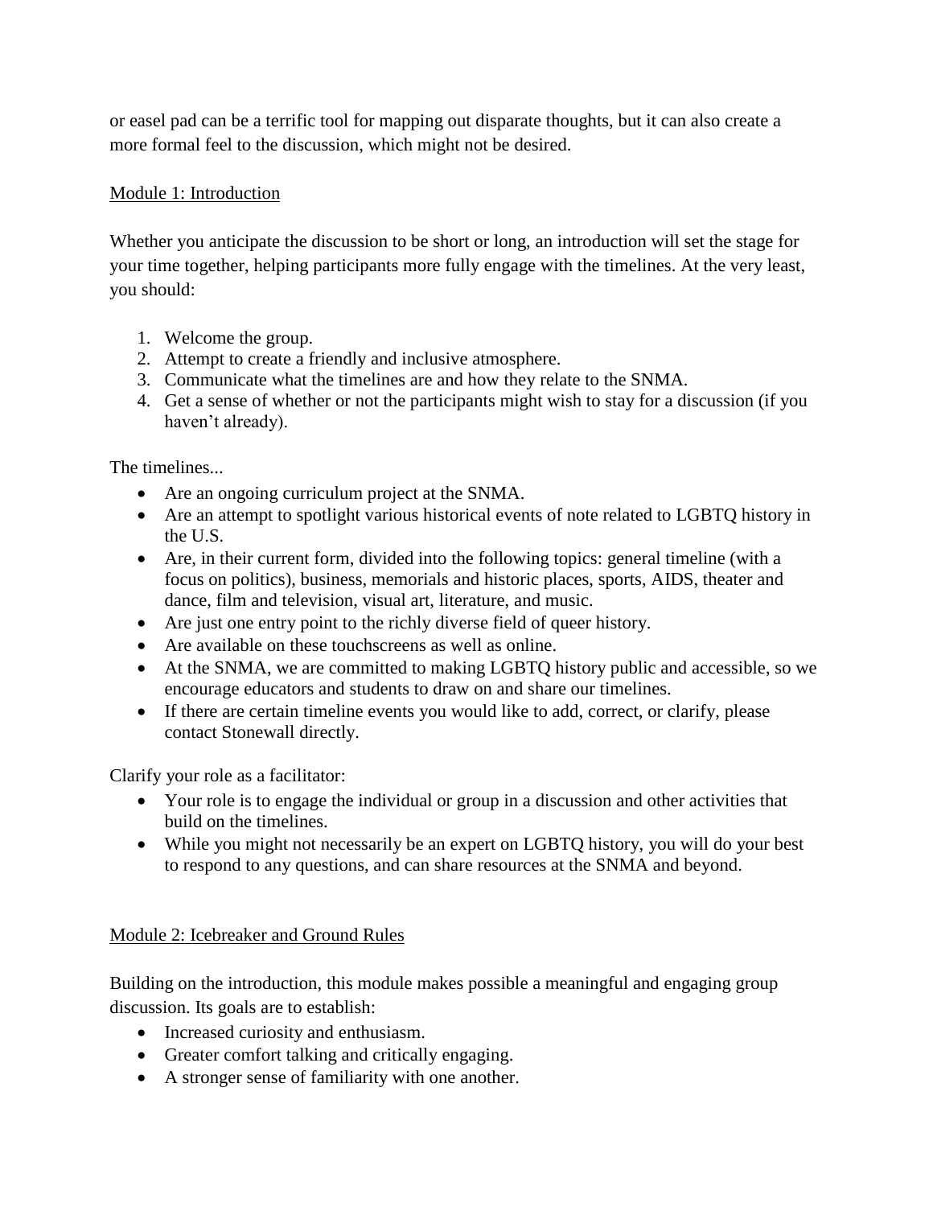or easel pad can be a terrific tool for mapping out disparate thoughts, but it can also create a more formal feel to the discussion, which might not be desired.

## Module 1: Introduction

Whether you anticipate the discussion to be short or long, an introduction will set the stage for your time together, helping participants more fully engage with the timelines. At the very least, you should:

1. Welcome the group.
2. Attempt to create a friendly and inclusive atmosphere.
3. Communicate what the timelines are and how they relate to the SNMA.
4. Get a sense of whether or not the participants might wish to stay for a discussion (if you haven't already).

The timelines...

- Are an ongoing curriculum project at the SNMA.
- Are an attempt to spotlight various historical events of note related to LGBTQ history in the U.S.
- Are, in their current form, divided into the following topics: general timeline (with a focus on politics), business, memorials and historic places, sports, AIDS, theater and dance, film and television, visual art, literature, and music.
- Are just one entry point to the richly diverse field of queer history.
- Are available on these touchscreens as well as online.
- At the SNMA, we are committed to making LGBTQ history public and accessible, so we encourage educators and students to draw on and share our timelines.
- If there are certain timeline events you would like to add, correct, or clarify, please contact Stonewall directly.

Clarify your role as a facilitator:

- Your role is to engage the individual or group in a discussion and other activities that build on the timelines.
- While you might not necessarily be an expert on LGBTQ history, you will do your best to respond to any questions, and can share resources at the SNMA and beyond.

## Module 2: Icebreaker and Ground Rules

Building on the introduction, this module makes possible a meaningful and engaging group discussion. Its goals are to establish:

- Increased curiosity and enthusiasm.
- Greater comfort talking and critically engaging.
- A stronger sense of familiarity with one another.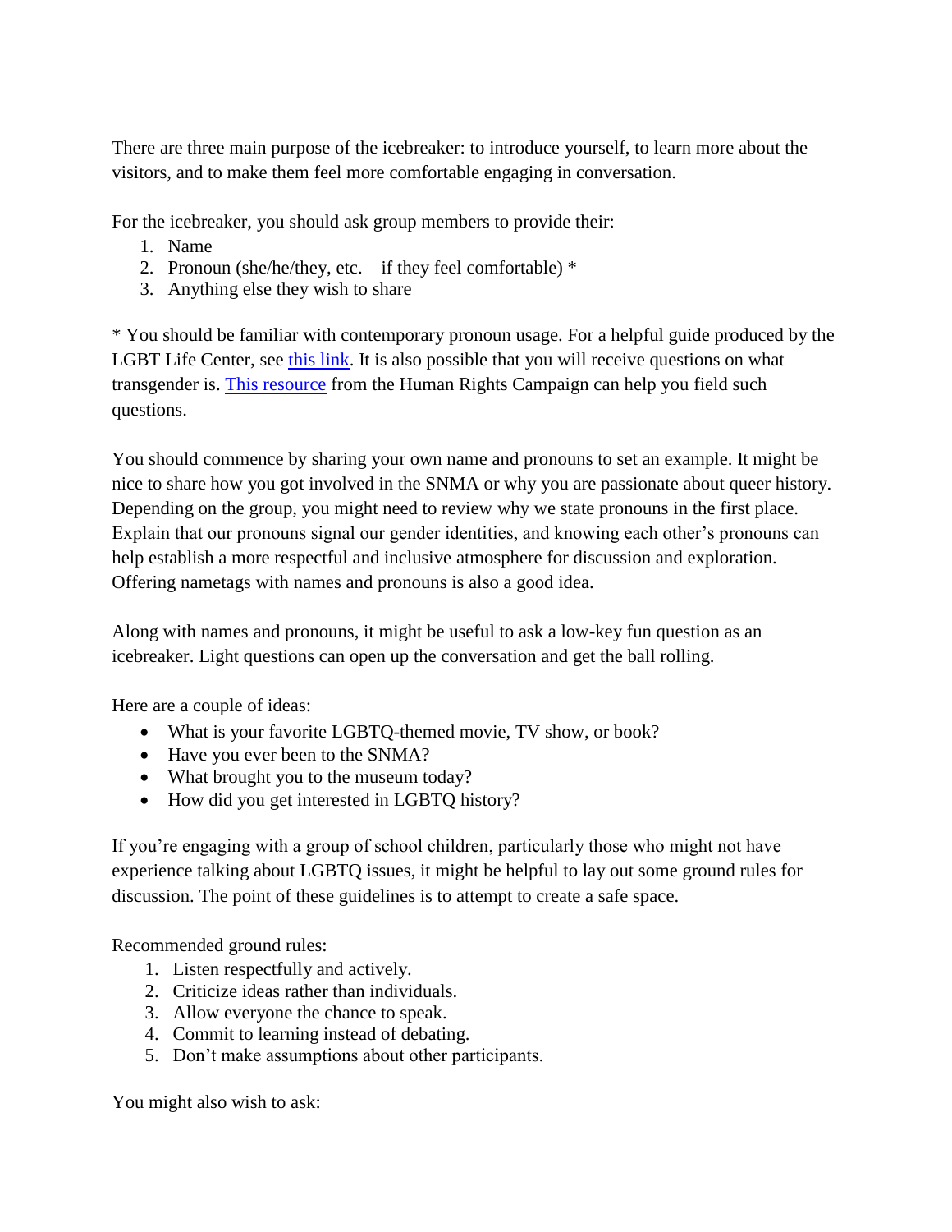There are three main purpose of the icebreaker: to introduce yourself, to learn more about the visitors, and to make them feel more comfortable engaging in conversation.

For the icebreaker, you should ask group members to provide their:

1. Name
2. Pronoun (she/he/they, etc.—if they feel comfortable) *
3. Anything else they wish to share

* You should be familiar with contemporary pronoun usage. For a helpful guide produced by the LGBT Life Center, see [this link](). It is also possible that you will receive questions on what transgender is. [This resource]() from the Human Rights Campaign can help you field such questions.

You should commence by sharing your own name and pronouns to set an example. It might be nice to share how you got involved in the SNMA or why you are passionate about queer history. Depending on the group, you might need to review why we state pronouns in the first place. Explain that our pronouns signal our gender identities, and knowing each other's pronouns can help establish a more respectful and inclusive atmosphere for discussion and exploration. Offering nametags with names and pronouns is also a good idea.

Along with names and pronouns, it might be useful to ask a low-key fun question as an icebreaker. Light questions can open up the conversation and get the ball rolling.

Here are a couple of ideas:

- What is your favorite LGBTQ-themed movie, TV show, or book?
- Have you ever been to the SNMA?
- What brought you to the museum today?
- How did you get interested in LGBTQ history?

If you're engaging with a group of school children, particularly those who might not have experience talking about LGBTQ issues, it might be helpful to lay out some ground rules for discussion. The point of these guidelines is to attempt to create a safe space.

Recommended ground rules:

1. Listen respectfully and actively.
2. Criticize ideas rather than individuals.
3. Allow everyone the chance to speak.
4. Commit to learning instead of debating.
5. Don't make assumptions about other participants.

You might also wish to ask: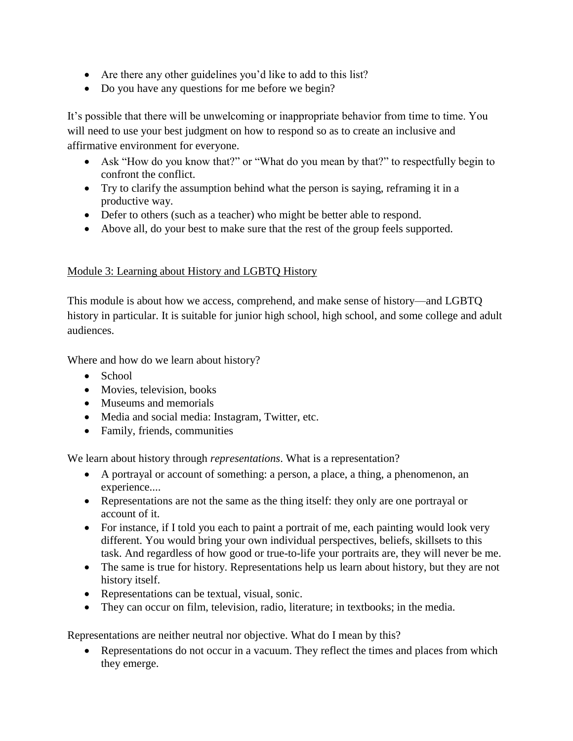- Are there any other guidelines you'd like to add to this list?
- Do you have any questions for me before we begin?

It's possible that there will be unwelcoming or inappropriate behavior from time to time. You will need to use your best judgment on how to respond so as to create an inclusive and affirmative environment for everyone.

- Ask "How do you know that?" or "What do you mean by that?" to respectfully begin to confront the conflict.
- Try to clarify the assumption behind what the person is saying, reframing it in a productive way.
- Defer to others (such as a teacher) who might be better able to respond.
- Above all, do your best to make sure that the rest of the group feels supported.

## Module 3: Learning about History and LGBTQ History

This module is about how we access, comprehend, and make sense of history—and LGBTQ history in particular. It is suitable for junior high school, high school, and some college and adult audiences.

Where and how do we learn about history?

- School
- Movies, television, books
- Museums and memorials
- Media and social media: Instagram, Twitter, etc.
- Family, friends, communities

We learn about history through *representations*. What is a representation?

- A portrayal or account of something: a person, a place, a thing, a phenomenon, an experience....
- Representations are not the same as the thing itself: they only are one portrayal or account of it.
- For instance, if I told you each to paint a portrait of me, each painting would look very different. You would bring your own individual perspectives, beliefs, skillsets to this task. And regardless of how good or true-to-life your portraits are, they will never be me.
- The same is true for history. Representations help us learn about history, but they are not history itself.
- Representations can be textual, visual, sonic.
- They can occur on film, television, radio, literature; in textbooks; in the media.

Representations are neither neutral nor objective. What do I mean by this?

- Representations do not occur in a vacuum. They reflect the times and places from which they emerge.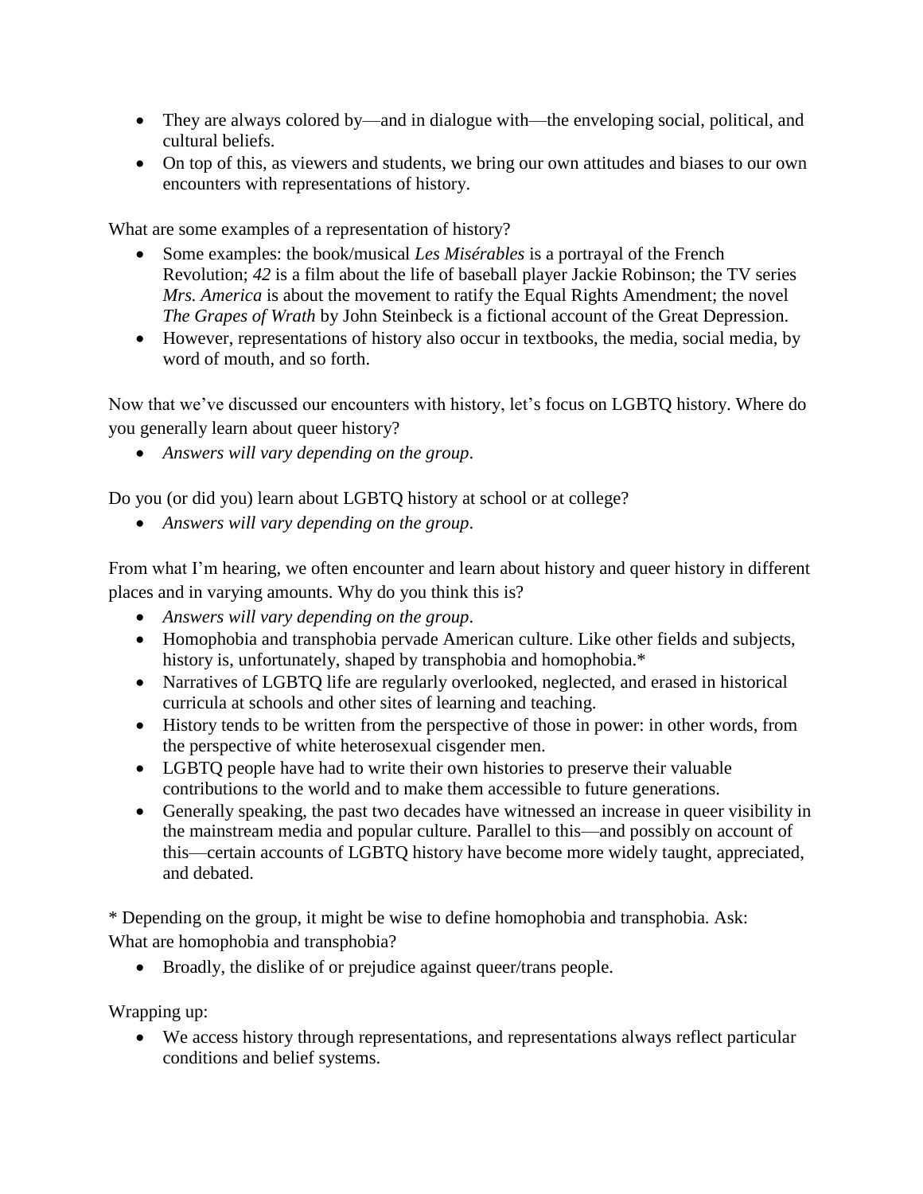- They are always colored by—and in dialogue with—the enveloping social, political, and cultural beliefs.
- On top of this, as viewers and students, we bring our own attitudes and biases to our own encounters with representations of history.

What are some examples of a representation of history?

- Some examples: the book/musical *Les Misérables* is a portrayal of the French Revolution; *42* is a film about the life of baseball player Jackie Robinson; the TV series *Mrs. America* is about the movement to ratify the Equal Rights Amendment; the novel *The Grapes of Wrath* by John Steinbeck is a fictional account of the Great Depression.
- However, representations of history also occur in textbooks, the media, social media, by word of mouth, and so forth.

Now that we've discussed our encounters with history, let's focus on LGBTQ history. Where do you generally learn about queer history?

- *Answers will vary depending on the group*.

Do you (or did you) learn about LGBTQ history at school or at college?

- *Answers will vary depending on the group*.

From what I'm hearing, we often encounter and learn about history and queer history in different places and in varying amounts. Why do you think this is?

- *Answers will vary depending on the group*.
- Homophobia and transphobia pervade American culture. Like other fields and subjects, history is, unfortunately, shaped by transphobia and homophobia.*
- Narratives of LGBTQ life are regularly overlooked, neglected, and erased in historical curricula at schools and other sites of learning and teaching.
- History tends to be written from the perspective of those in power: in other words, from the perspective of white heterosexual cisgender men.
- LGBTQ people have had to write their own histories to preserve their valuable contributions to the world and to make them accessible to future generations.
- Generally speaking, the past two decades have witnessed an increase in queer visibility in the mainstream media and popular culture. Parallel to this—and possibly on account of this—certain accounts of LGBTQ history have become more widely taught, appreciated, and debated.

* Depending on the group, it might be wise to define homophobia and transphobia. Ask: What are homophobia and transphobia?

- Broadly, the dislike of or prejudice against queer/trans people.

Wrapping up:

- We access history through representations, and representations always reflect particular conditions and belief systems.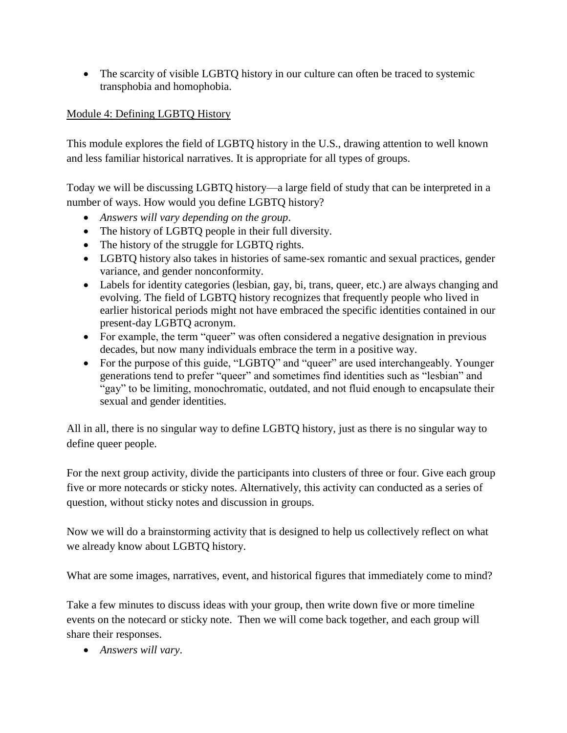- The scarcity of visible LGBTQ history in our culture can often be traced to systemic transphobia and homophobia.

## Module 4: Defining LGBTQ History

This module explores the field of LGBTQ history in the U.S., drawing attention to well known and less familiar historical narratives. It is appropriate for all types of groups.

Today we will be discussing LGBTQ history—a large field of study that can be interpreted in a number of ways. How would you define LGBTQ history?

- *Answers will vary depending on the group.*
- The history of LGBTQ people in their full diversity.
- The history of the struggle for LGBTQ rights.
- LGBTQ history also takes in histories of same-sex romantic and sexual practices, gender variance, and gender nonconformity.
- Labels for identity categories (lesbian, gay, bi, trans, queer, etc.) are always changing and evolving. The field of LGBTQ history recognizes that frequently people who lived in earlier historical periods might not have embraced the specific identities contained in our present-day LGBTQ acronym.
- For example, the term "queer" was often considered a negative designation in previous decades, but now many individuals embrace the term in a positive way.
- For the purpose of this guide, "LGBTQ" and "queer" are used interchangeably. Younger generations tend to prefer "queer" and sometimes find identities such as "lesbian" and "gay" to be limiting, monochromatic, outdated, and not fluid enough to encapsulate their sexual and gender identities.

All in all, there is no singular way to define LGBTQ history, just as there is no singular way to define queer people.

For the next group activity, divide the participants into clusters of three or four. Give each group five or more notecards or sticky notes. Alternatively, this activity can conducted as a series of question, without sticky notes and discussion in groups.

Now we will do a brainstorming activity that is designed to help us collectively reflect on what we already know about LGBTQ history.

What are some images, narratives, event, and historical figures that immediately come to mind?

Take a few minutes to discuss ideas with your group, then write down five or more timeline events on the notecard or sticky note. Then we will come back together, and each group will share their responses.

- *Answers will vary.*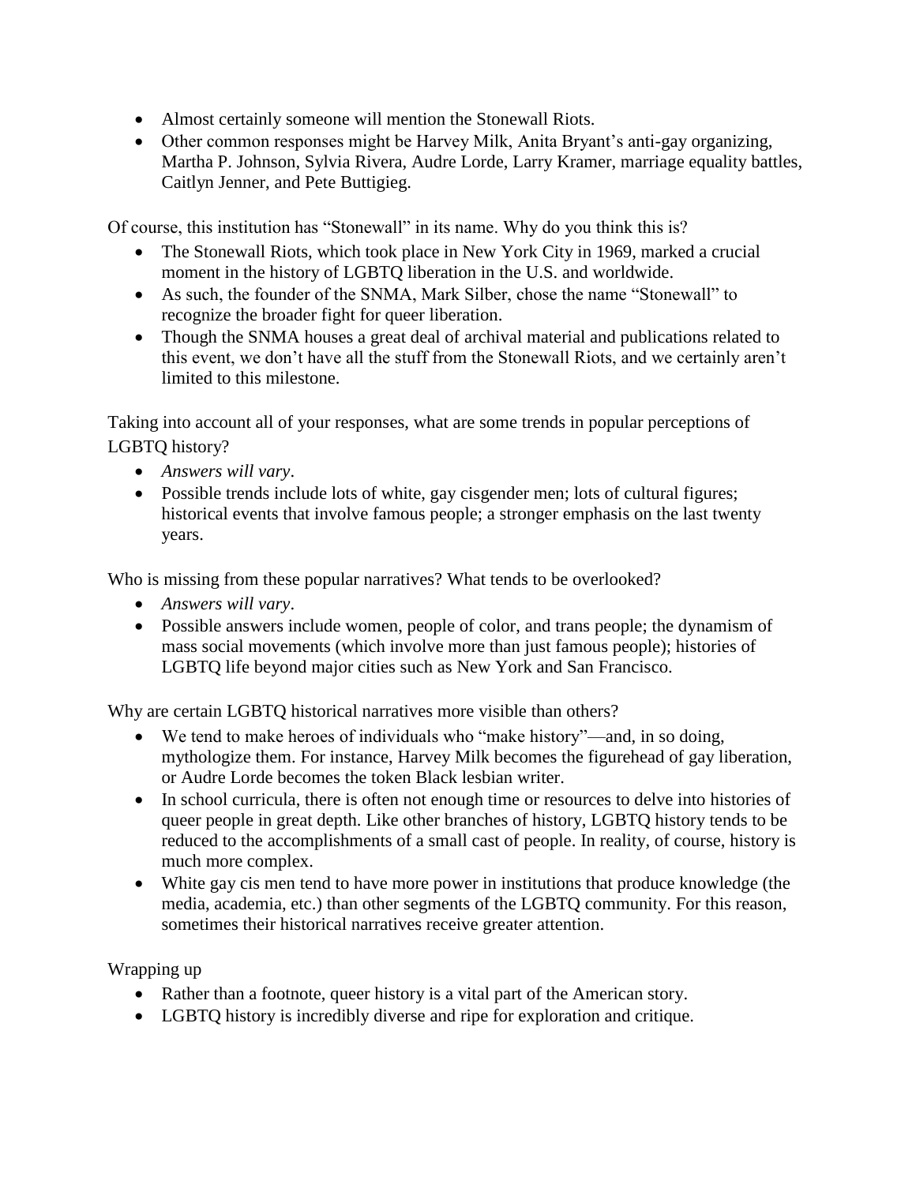- Almost certainly someone will mention the Stonewall Riots.
- Other common responses might be Harvey Milk, Anita Bryant's anti-gay organizing, Martha P. Johnson, Sylvia Rivera, Audre Lorde, Larry Kramer, marriage equality battles, Caitlyn Jenner, and Pete Buttigieg.

Of course, this institution has "Stonewall" in its name. Why do you think this is?

- The Stonewall Riots, which took place in New York City in 1969, marked a crucial moment in the history of LGBTQ liberation in the U.S. and worldwide.
- As such, the founder of the SNMA, Mark Silber, chose the name "Stonewall" to recognize the broader fight for queer liberation.
- Though the SNMA houses a great deal of archival material and publications related to this event, we don't have all the stuff from the Stonewall Riots, and we certainly aren't limited to this milestone.

Taking into account all of your responses, what are some trends in popular perceptions of LGBTQ history?

- *Answers will vary*.
- Possible trends include lots of white, gay cisgender men; lots of cultural figures; historical events that involve famous people; a stronger emphasis on the last twenty years.

Who is missing from these popular narratives? What tends to be overlooked?

- *Answers will vary*.
- Possible answers include women, people of color, and trans people; the dynamism of mass social movements (which involve more than just famous people); histories of LGBTQ life beyond major cities such as New York and San Francisco.

Why are certain LGBTQ historical narratives more visible than others?

- We tend to make heroes of individuals who "make history"—and, in so doing, mythologize them. For instance, Harvey Milk becomes the figurehead of gay liberation, or Audre Lorde becomes the token Black lesbian writer.
- In school curricula, there is often not enough time or resources to delve into histories of queer people in great depth. Like other branches of history, LGBTQ history tends to be reduced to the accomplishments of a small cast of people. In reality, of course, history is much more complex.
- White gay cis men tend to have more power in institutions that produce knowledge (the media, academia, etc.) than other segments of the LGBTQ community. For this reason, sometimes their historical narratives receive greater attention.

Wrapping up

- Rather than a footnote, queer history is a vital part of the American story.
- LGBTQ history is incredibly diverse and ripe for exploration and critique.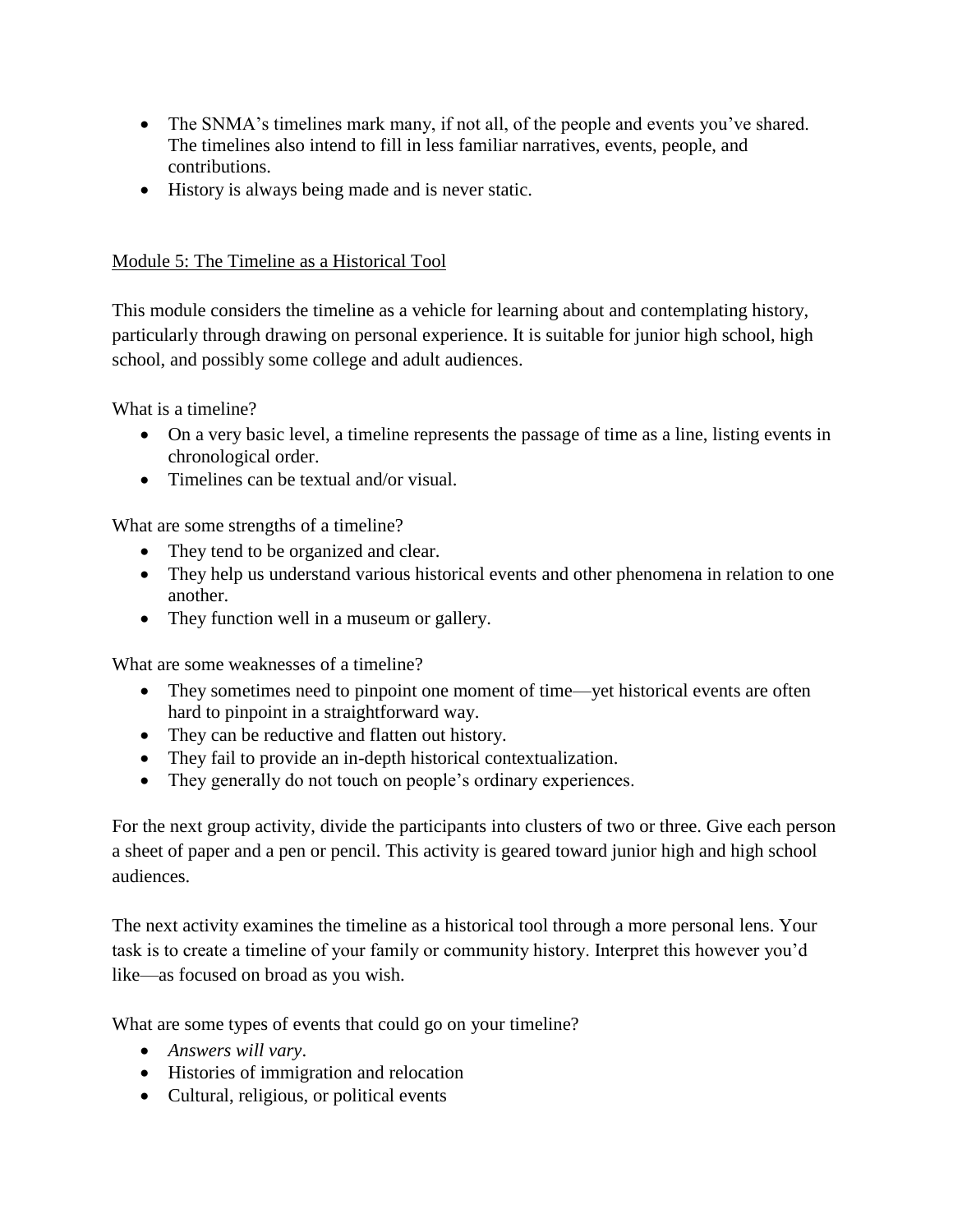- The SNMA's timelines mark many, if not all, of the people and events you've shared. The timelines also intend to fill in less familiar narratives, events, people, and contributions.
- History is always being made and is never static.

## Module 5: The Timeline as a Historical Tool

This module considers the timeline as a vehicle for learning about and contemplating history, particularly through drawing on personal experience. It is suitable for junior high school, high school, and possibly some college and adult audiences.

What is a timeline?

- On a very basic level, a timeline represents the passage of time as a line, listing events in chronological order.
- Timelines can be textual and/or visual.

What are some strengths of a timeline?

- They tend to be organized and clear.
- They help us understand various historical events and other phenomena in relation to one another.
- They function well in a museum or gallery.

What are some weaknesses of a timeline?

- They sometimes need to pinpoint one moment of time—yet historical events are often hard to pinpoint in a straightforward way.
- They can be reductive and flatten out history.
- They fail to provide an in-depth historical contextualization.
- They generally do not touch on people's ordinary experiences.

For the next group activity, divide the participants into clusters of two or three. Give each person a sheet of paper and a pen or pencil. This activity is geared toward junior high and high school audiences.

The next activity examines the timeline as a historical tool through a more personal lens. Your task is to create a timeline of your family or community history. Interpret this however you'd like—as focused on broad as you wish.

What are some types of events that could go on your timeline?

- *Answers will vary*.
- Histories of immigration and relocation
- Cultural, religious, or political events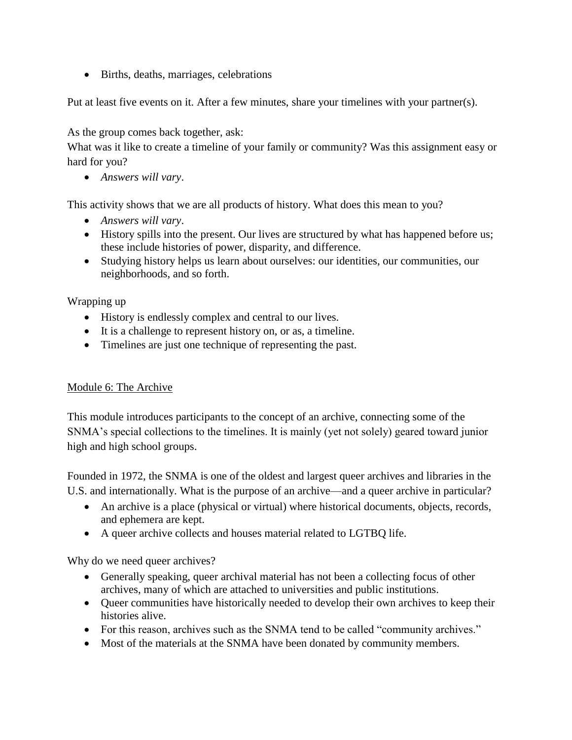- Births, deaths, marriages, celebrations

Put at least five events on it. After a few minutes, share your timelines with your partner(s).

As the group comes back together, ask:
What was it like to create a timeline of your family or community? Was this assignment easy or hard for you?

- *Answers will vary*.

This activity shows that we are all products of history. What does this mean to you?

- *Answers will vary*.
- History spills into the present. Our lives are structured by what has happened before us; these include histories of power, disparity, and difference.
- Studying history helps us learn about ourselves: our identities, our communities, our neighborhoods, and so forth.

Wrapping up

- History is endlessly complex and central to our lives.
- It is a challenge to represent history on, or as, a timeline.
- Timelines are just one technique of representing the past.

## Module 6: The Archive

This module introduces participants to the concept of an archive, connecting some of the SNMA's special collections to the timelines. It is mainly (yet not solely) geared toward junior high and high school groups.

Founded in 1972, the SNMA is one of the oldest and largest queer archives and libraries in the U.S. and internationally. What is the purpose of an archive—and a queer archive in particular?

- An archive is a place (physical or virtual) where historical documents, objects, records, and ephemera are kept.
- A queer archive collects and houses material related to LGTBQ life.

Why do we need queer archives?

- Generally speaking, queer archival material has not been a collecting focus of other archives, many of which are attached to universities and public institutions.
- Queer communities have historically needed to develop their own archives to keep their histories alive.
- For this reason, archives such as the SNMA tend to be called "community archives."
- Most of the materials at the SNMA have been donated by community members.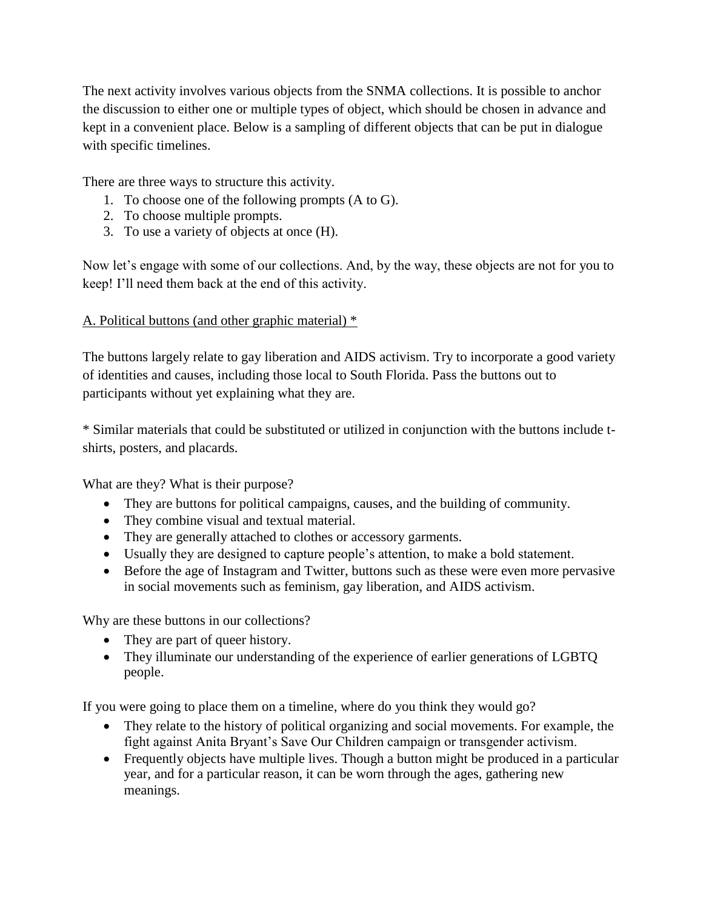The next activity involves various objects from the SNMA collections. It is possible to anchor the discussion to either one or multiple types of object, which should be chosen in advance and kept in a convenient place. Below is a sampling of different objects that can be put in dialogue with specific timelines.

There are three ways to structure this activity.

1. To choose one of the following prompts (A to G).
2. To choose multiple prompts.
3. To use a variety of objects at once (H).

Now let's engage with some of our collections. And, by the way, these objects are not for you to keep! I'll need them back at the end of this activity.

<u>A. Political buttons (and other graphic material) *</u>

The buttons largely relate to gay liberation and AIDS activism. Try to incorporate a good variety of identities and causes, including those local to South Florida. Pass the buttons out to participants without yet explaining what they are.

* Similar materials that could be substituted or utilized in conjunction with the buttons include t-shirts, posters, and placards.

What are they? What is their purpose?

- They are buttons for political campaigns, causes, and the building of community.
- They combine visual and textual material.
- They are generally attached to clothes or accessory garments.
- Usually they are designed to capture people's attention, to make a bold statement.
- Before the age of Instagram and Twitter, buttons such as these were even more pervasive in social movements such as feminism, gay liberation, and AIDS activism.

Why are these buttons in our collections?

- They are part of queer history.
- They illuminate our understanding of the experience of earlier generations of LGBTQ people.

If you were going to place them on a timeline, where do you think they would go?

- They relate to the history of political organizing and social movements. For example, the fight against Anita Bryant's Save Our Children campaign or transgender activism.
- Frequently objects have multiple lives. Though a button might be produced in a particular year, and for a particular reason, it can be worn through the ages, gathering new meanings.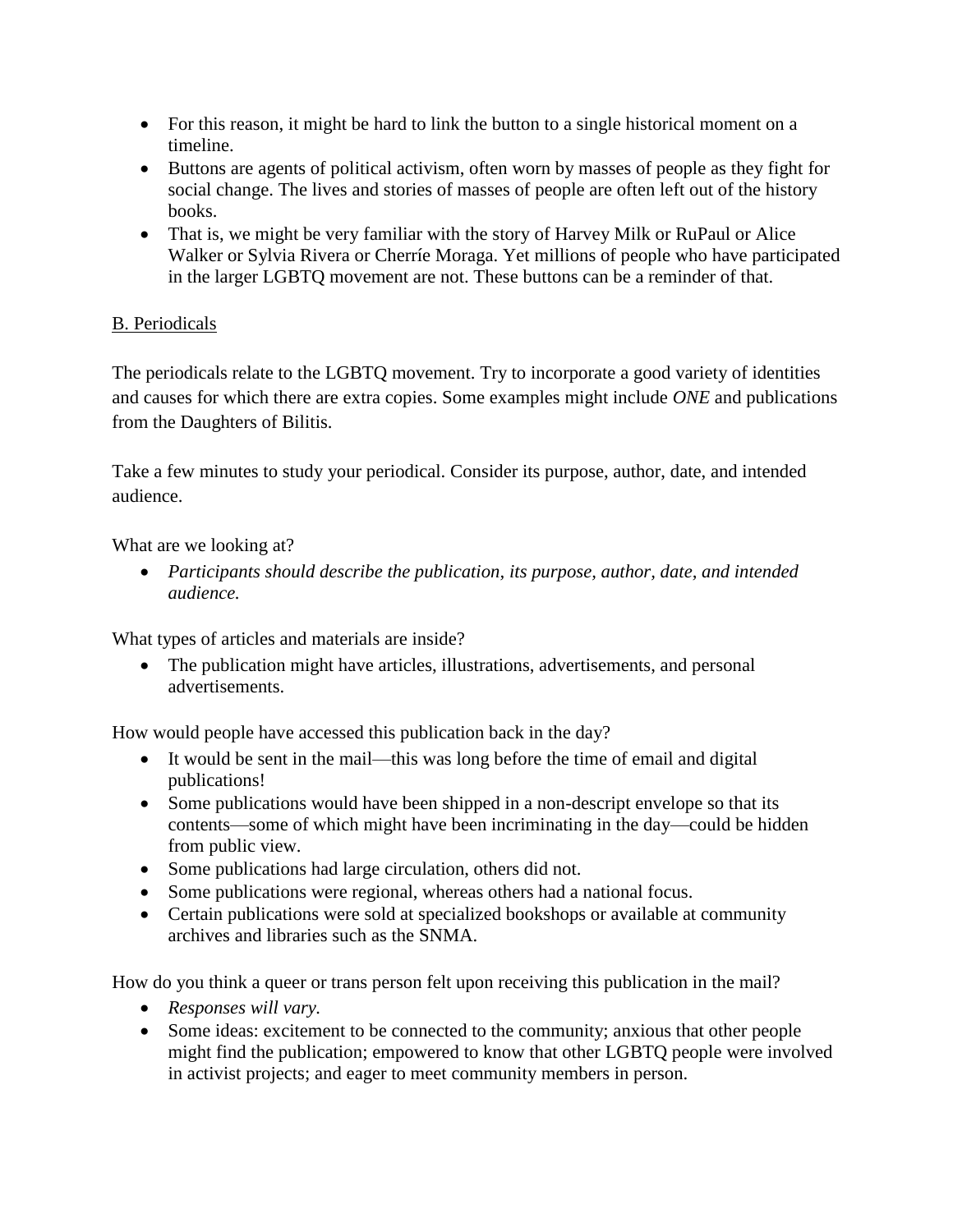- For this reason, it might be hard to link the button to a single historical moment on a timeline.
- Buttons are agents of political activism, often worn by masses of people as they fight for social change. The lives and stories of masses of people are often left out of the history books.
- That is, we might be very familiar with the story of Harvey Milk or RuPaul or Alice Walker or Sylvia Rivera or Cherríe Moraga. Yet millions of people who have participated in the larger LGBTQ movement are not. These buttons can be a reminder of that.

B. Periodicals

The periodicals relate to the LGBTQ movement. Try to incorporate a good variety of identities and causes for which there are extra copies. Some examples might include *ONE* and publications from the Daughters of Bilitis.

Take a few minutes to study your periodical. Consider its purpose, author, date, and intended audience.

What are we looking at?

- *Participants should describe the publication, its purpose, author, date, and intended audience.*

What types of articles and materials are inside?

- The publication might have articles, illustrations, advertisements, and personal advertisements.

How would people have accessed this publication back in the day?

- It would be sent in the mail—this was long before the time of email and digital publications!
- Some publications would have been shipped in a non-descript envelope so that its contents—some of which might have been incriminating in the day—could be hidden from public view.
- Some publications had large circulation, others did not.
- Some publications were regional, whereas others had a national focus.
- Certain publications were sold at specialized bookshops or available at community archives and libraries such as the SNMA.

How do you think a queer or trans person felt upon receiving this publication in the mail?

- *Responses will vary.*
- Some ideas: excitement to be connected to the community; anxious that other people might find the publication; empowered to know that other LGBTQ people were involved in activist projects; and eager to meet community members in person.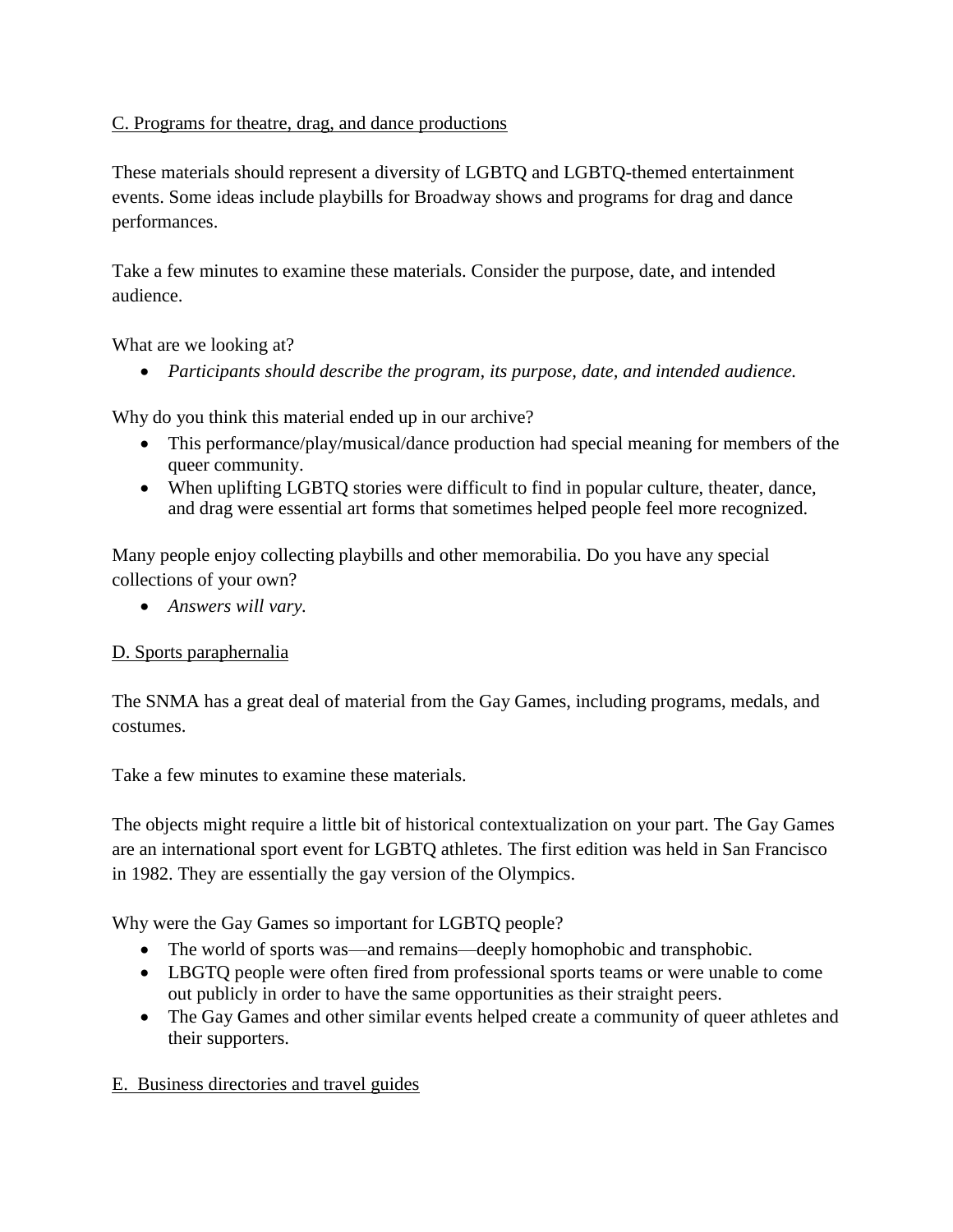C. Programs for theatre, drag, and dance productions

These materials should represent a diversity of LGBTQ and LGBTQ-themed entertainment events. Some ideas include playbills for Broadway shows and programs for drag and dance performances.

Take a few minutes to examine these materials. Consider the purpose, date, and intended audience.

What are we looking at?

- *Participants should describe the program, its purpose, date, and intended audience.*

Why do you think this material ended up in our archive?

- This performance/play/musical/dance production had special meaning for members of the queer community.
- When uplifting LGBTQ stories were difficult to find in popular culture, theater, dance, and drag were essential art forms that sometimes helped people feel more recognized.

Many people enjoy collecting playbills and other memorabilia. Do you have any special collections of your own?

- *Answers will vary.*

D. Sports paraphernalia

The SNMA has a great deal of material from the Gay Games, including programs, medals, and costumes.

Take a few minutes to examine these materials.

The objects might require a little bit of historical contextualization on your part. The Gay Games are an international sport event for LGBTQ athletes. The first edition was held in San Francisco in 1982. They are essentially the gay version of the Olympics.

Why were the Gay Games so important for LGBTQ people?

- The world of sports was—and remains—deeply homophobic and transphobic.
- LBGTQ people were often fired from professional sports teams or were unable to come out publicly in order to have the same opportunities as their straight peers.
- The Gay Games and other similar events helped create a community of queer athletes and their supporters.

E. Business directories and travel guides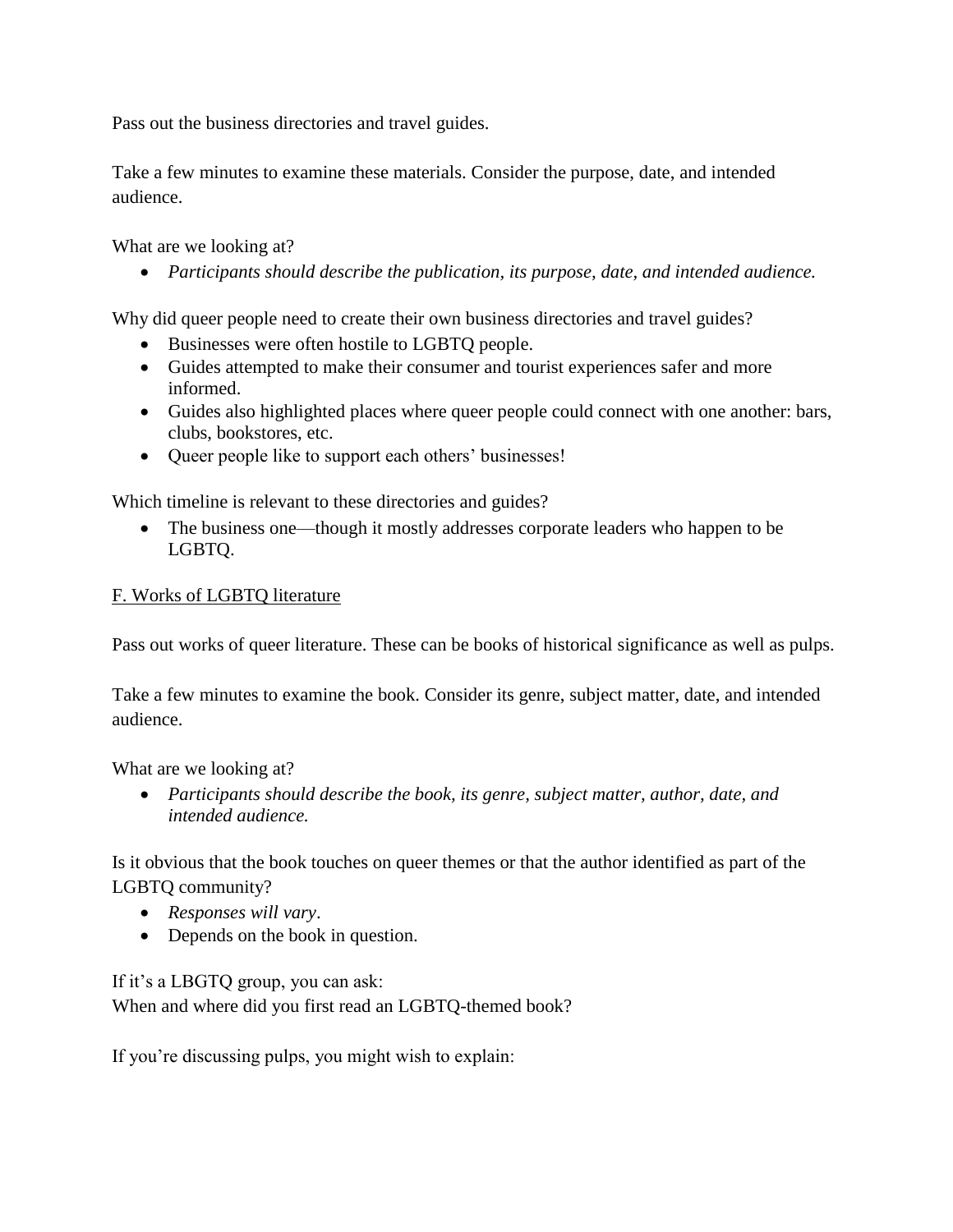Pass out the business directories and travel guides.

Take a few minutes to examine these materials. Consider the purpose, date, and intended audience.

What are we looking at?

- *Participants should describe the publication, its purpose, date, and intended audience.*

Why did queer people need to create their own business directories and travel guides?

- Businesses were often hostile to LGBTQ people.
- Guides attempted to make their consumer and tourist experiences safer and more informed.
- Guides also highlighted places where queer people could connect with one another: bars, clubs, bookstores, etc.
- Queer people like to support each others' businesses!

Which timeline is relevant to these directories and guides?

- The business one—though it mostly addresses corporate leaders who happen to be LGBTQ.

F. Works of LGBTQ literature

Pass out works of queer literature. These can be books of historical significance as well as pulps.

Take a few minutes to examine the book. Consider its genre, subject matter, date, and intended audience.

What are we looking at?

- *Participants should describe the book, its genre, subject matter, author, date, and intended audience.*

Is it obvious that the book touches on queer themes or that the author identified as part of the LGBTQ community?

- *Responses will vary*.
- Depends on the book in question.

If it's a LBGTQ group, you can ask:
When and where did you first read an LGBTQ-themed book?

If you're discussing pulps, you might wish to explain: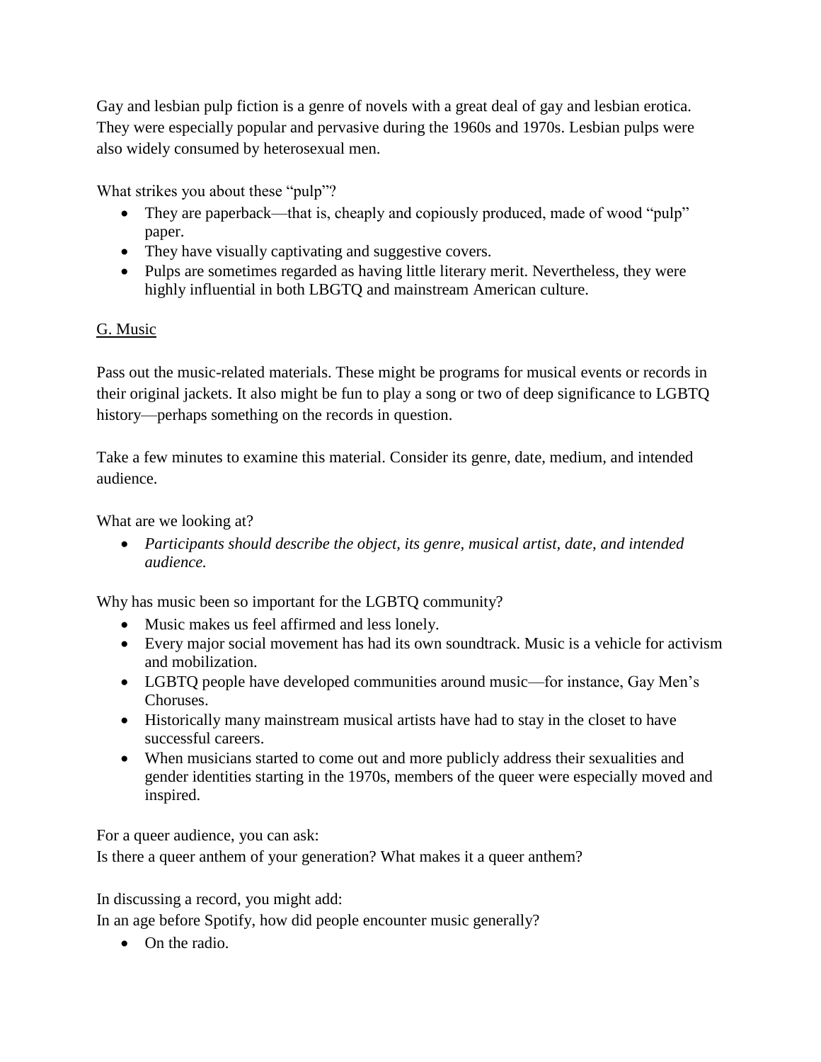Gay and lesbian pulp fiction is a genre of novels with a great deal of gay and lesbian erotica. They were especially popular and pervasive during the 1960s and 1970s. Lesbian pulps were also widely consumed by heterosexual men.

What strikes you about these "pulp"?

- They are paperback—that is, cheaply and copiously produced, made of wood "pulp" paper.
- They have visually captivating and suggestive covers.
- Pulps are sometimes regarded as having little literary merit. Nevertheless, they were highly influential in both LBGTQ and mainstream American culture.

## G. Music

Pass out the music-related materials. These might be programs for musical events or records in their original jackets. It also might be fun to play a song or two of deep significance to LGBTQ history—perhaps something on the records in question.

Take a few minutes to examine this material. Consider its genre, date, medium, and intended audience.

What are we looking at?

- *Participants should describe the object, its genre, musical artist, date, and intended audience.*

Why has music been so important for the LGBTQ community?

- Music makes us feel affirmed and less lonely.
- Every major social movement has had its own soundtrack. Music is a vehicle for activism and mobilization.
- LGBTQ people have developed communities around music—for instance, Gay Men's Choruses.
- Historically many mainstream musical artists have had to stay in the closet to have successful careers.
- When musicians started to come out and more publicly address their sexualities and gender identities starting in the 1970s, members of the queer were especially moved and inspired.

For a queer audience, you can ask:
Is there a queer anthem of your generation? What makes it a queer anthem?

In discussing a record, you might add:
In an age before Spotify, how did people encounter music generally?

- On the radio.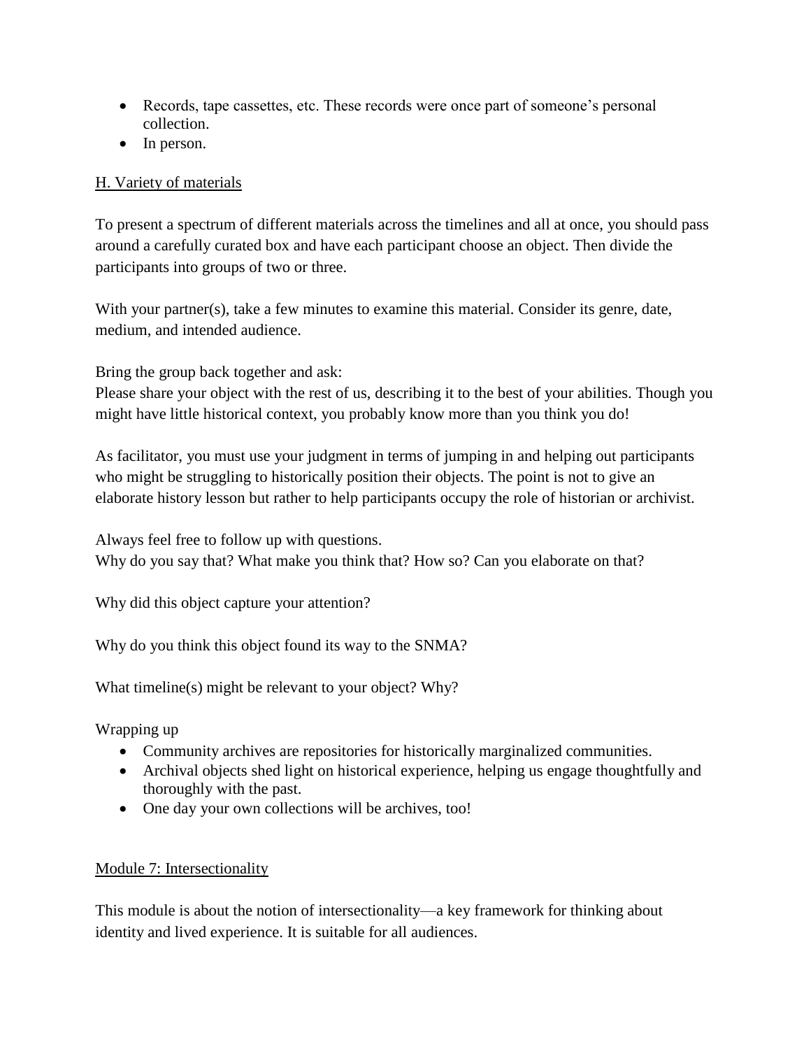- Records, tape cassettes, etc. These records were once part of someone's personal collection.
- In person.

H. Variety of materials

To present a spectrum of different materials across the timelines and all at once, you should pass around a carefully curated box and have each participant choose an object. Then divide the participants into groups of two or three.

With your partner(s), take a few minutes to examine this material. Consider its genre, date, medium, and intended audience.

Bring the group back together and ask:
Please share your object with the rest of us, describing it to the best of your abilities. Though you might have little historical context, you probably know more than you think you do!

As facilitator, you must use your judgment in terms of jumping in and helping out participants who might be struggling to historically position their objects. The point is not to give an elaborate history lesson but rather to help participants occupy the role of historian or archivist.

Always feel free to follow up with questions.
Why do you say that? What make you think that? How so? Can you elaborate on that?

Why did this object capture your attention?

Why do you think this object found its way to the SNMA?

What timeline(s) might be relevant to your object? Why?

Wrapping up

- Community archives are repositories for historically marginalized communities.
- Archival objects shed light on historical experience, helping us engage thoughtfully and thoroughly with the past.
- One day your own collections will be archives, too!

## Module 7: Intersectionality

This module is about the notion of intersectionality—a key framework for thinking about identity and lived experience. It is suitable for all audiences.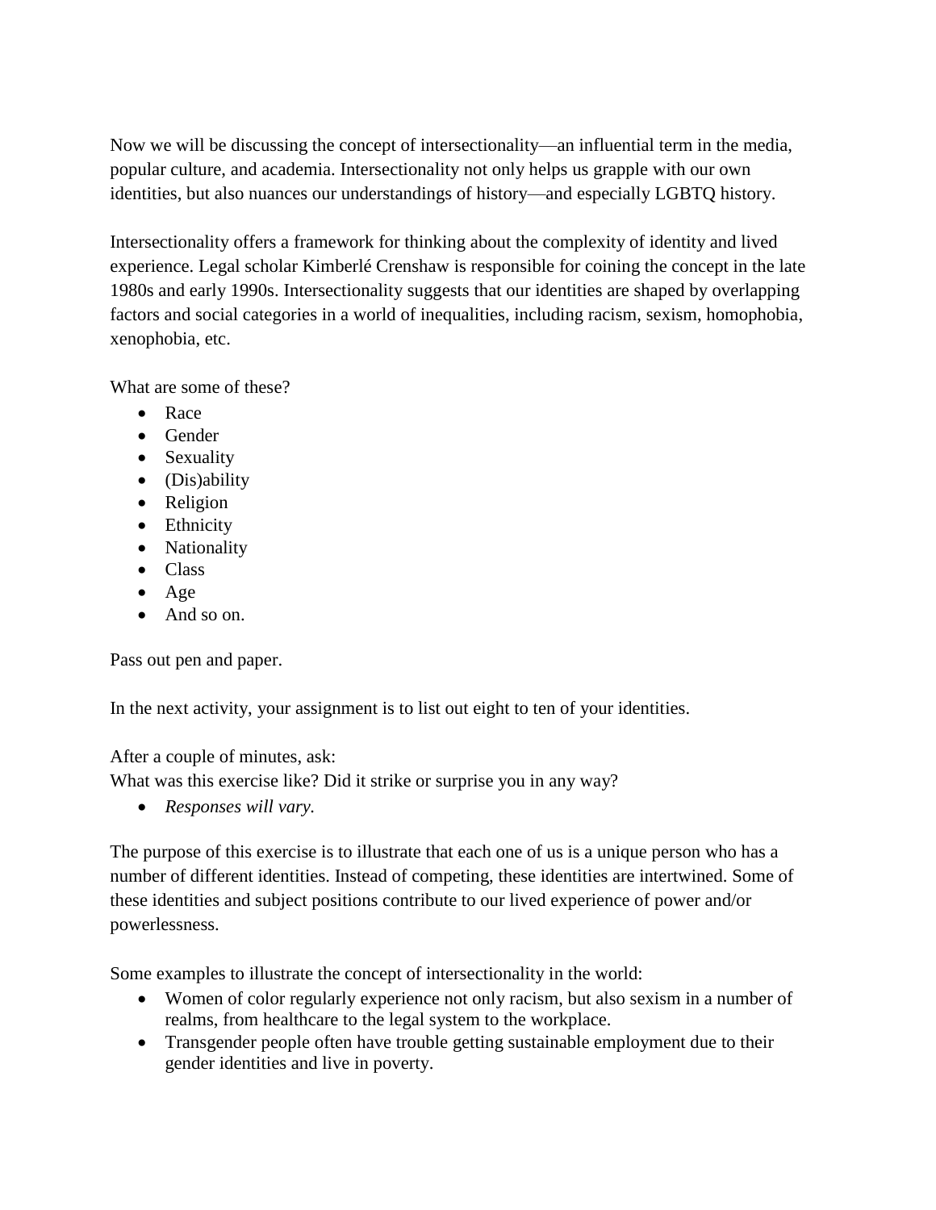Now we will be discussing the concept of intersectionality—an influential term in the media, popular culture, and academia. Intersectionality not only helps us grapple with our own identities, but also nuances our understandings of history—and especially LGBTQ history.

Intersectionality offers a framework for thinking about the complexity of identity and lived experience. Legal scholar Kimberlé Crenshaw is responsible for coining the concept in the late 1980s and early 1990s. Intersectionality suggests that our identities are shaped by overlapping factors and social categories in a world of inequalities, including racism, sexism, homophobia, xenophobia, etc.

What are some of these?

- Race
- Gender
- Sexuality
- (Dis)ability
- Religion
- Ethnicity
- Nationality
- Class
- Age
- And so on.

Pass out pen and paper.

In the next activity, your assignment is to list out eight to ten of your identities.

After a couple of minutes, ask:
What was this exercise like? Did it strike or surprise you in any way?

- *Responses will vary.*

The purpose of this exercise is to illustrate that each one of us is a unique person who has a number of different identities. Instead of competing, these identities are intertwined. Some of these identities and subject positions contribute to our lived experience of power and/or powerlessness.

Some examples to illustrate the concept of intersectionality in the world:

- Women of color regularly experience not only racism, but also sexism in a number of realms, from healthcare to the legal system to the workplace.
- Transgender people often have trouble getting sustainable employment due to their gender identities and live in poverty.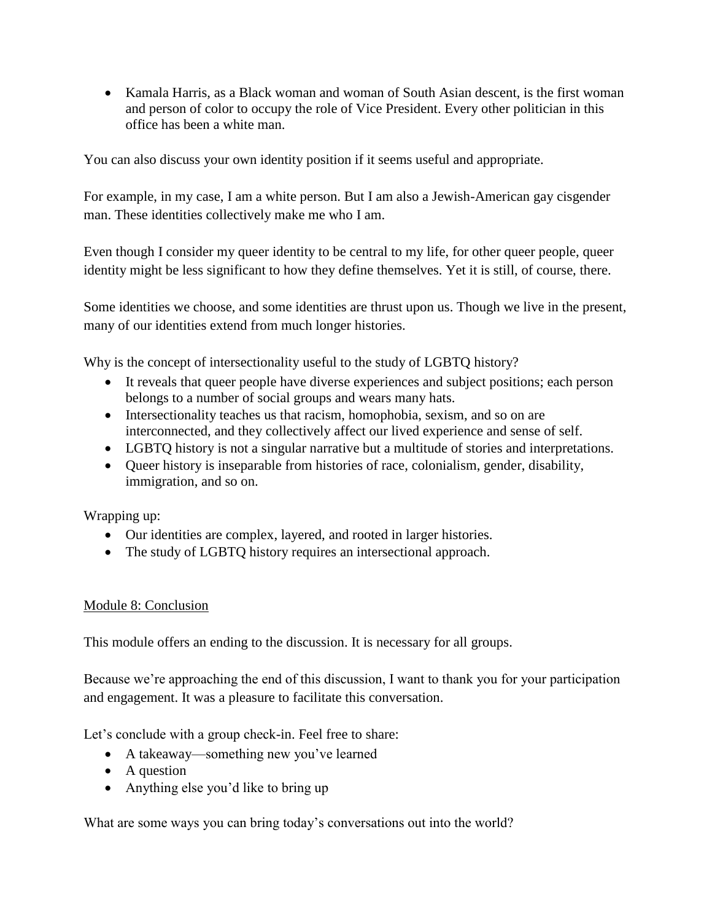- Kamala Harris, as a Black woman and woman of South Asian descent, is the first woman and person of color to occupy the role of Vice President. Every other politician in this office has been a white man.

You can also discuss your own identity position if it seems useful and appropriate.

For example, in my case, I am a white person. But I am also a Jewish-American gay cisgender man. These identities collectively make me who I am.

Even though I consider my queer identity to be central to my life, for other queer people, queer identity might be less significant to how they define themselves. Yet it is still, of course, there.

Some identities we choose, and some identities are thrust upon us. Though we live in the present, many of our identities extend from much longer histories.

Why is the concept of intersectionality useful to the study of LGBTQ history?

- It reveals that queer people have diverse experiences and subject positions; each person belongs to a number of social groups and wears many hats.
- Intersectionality teaches us that racism, homophobia, sexism, and so on are interconnected, and they collectively affect our lived experience and sense of self.
- LGBTQ history is not a singular narrative but a multitude of stories and interpretations.
- Queer history is inseparable from histories of race, colonialism, gender, disability, immigration, and so on.

Wrapping up:

- Our identities are complex, layered, and rooted in larger histories.
- The study of LGBTQ history requires an intersectional approach.

<u>Module 8: Conclusion</u>

This module offers an ending to the discussion. It is necessary for all groups.

Because we're approaching the end of this discussion, I want to thank you for your participation and engagement. It was a pleasure to facilitate this conversation.

Let's conclude with a group check-in. Feel free to share:

- A takeaway—something new you've learned
- A question
- Anything else you'd like to bring up

What are some ways you can bring today's conversations out into the world?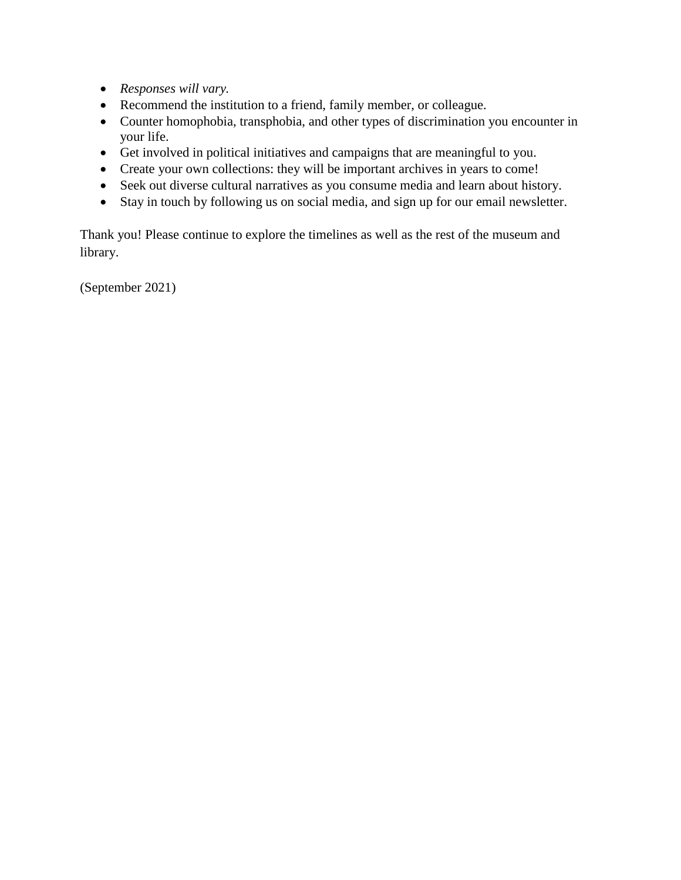- *Responses will vary.*
- Recommend the institution to a friend, family member, or colleague.
- Counter homophobia, transphobia, and other types of discrimination you encounter in your life.
- Get involved in political initiatives and campaigns that are meaningful to you.
- Create your own collections: they will be important archives in years to come!
- Seek out diverse cultural narratives as you consume media and learn about history.
- Stay in touch by following us on social media, and sign up for our email newsletter.

Thank you! Please continue to explore the timelines as well as the rest of the museum and library.

(September 2021)